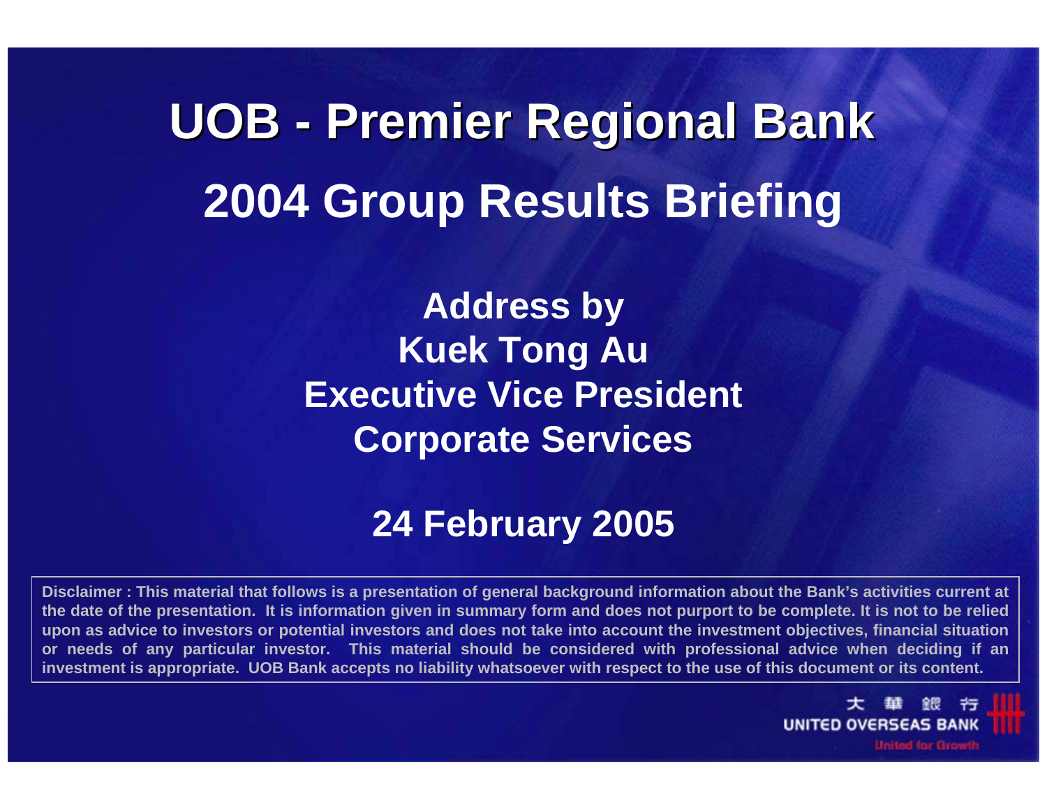# UOB - Premier Regional Bank

# 2004 Group Results Briefing

**Address by**
**Kuek Tong Au**
**Executive Vice President**
**Corporate Services**

**24 February 2005**

**Disclaimer : This material that follows is a presentation of general background information about the Bank's activities current at the date of the presentation. It is information given in summary form and does not purport to be complete. It is not to be relied upon as advice to investors or potential investors and does not take into account the investment objectives, financial situation or needs of any particular investor. This material should be considered with professional advice when deciding if an investment is appropriate. UOB Bank accepts no liability whatsoever with respect to the use of this document or its content.**

大 華 銀 行
UNITED OVERSEAS BANK
United for Growth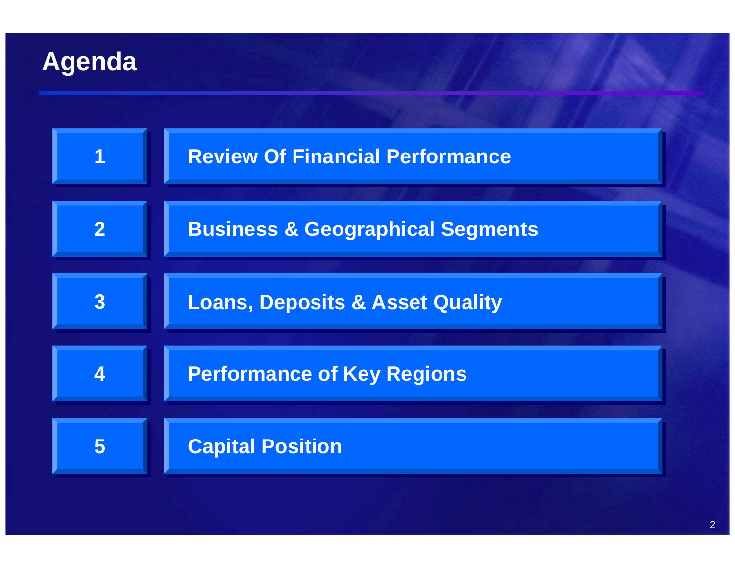# Agenda

1. Review Of Financial Performance
2. Business & Geographical Segments
3. Loans, Deposits & Asset Quality
4. Performance of Key Regions
5. Capital Position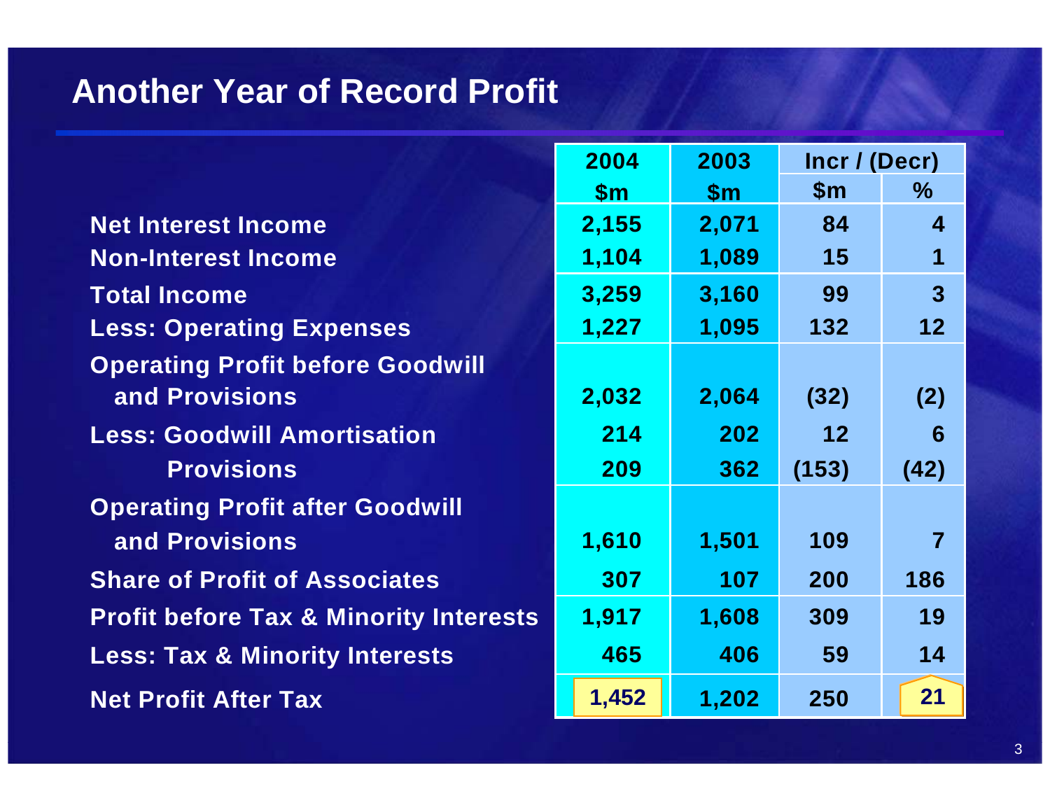# Another Year of Record Profit

| | 2004 | 2003 | Incr / (Decr) | |
|---|---|---|---|---|
| | $m | $m | $m | % |
| Net Interest Income | 2,155 | 2,071 | 84 | 4 |
| Non-Interest Income | 1,104 | 1,089 | 15 | 1 |
| Total Income | 3,259 | 3,160 | 99 | 3 |
| Less: Operating Expenses | 1,227 | 1,095 | 132 | 12 |
| Operating Profit before Goodwill and Provisions | 2,032 | 2,064 | (32) | (2) |
| Less: Goodwill Amortisation | 214 | 202 | 12 | 6 |
| Provisions | 209 | 362 | (153) | (42) |
| Operating Profit after Goodwill and Provisions | 1,610 | 1,501 | 109 | 7 |
| Share of Profit of Associates | 307 | 107 | 200 | 186 |
| Profit before Tax & Minority Interests | 1,917 | 1,608 | 309 | 19 |
| Less: Tax & Minority Interests | 465 | 406 | 59 | 14 |
| Net Profit After Tax | 1,452 | 1,202 | 250 | 21 |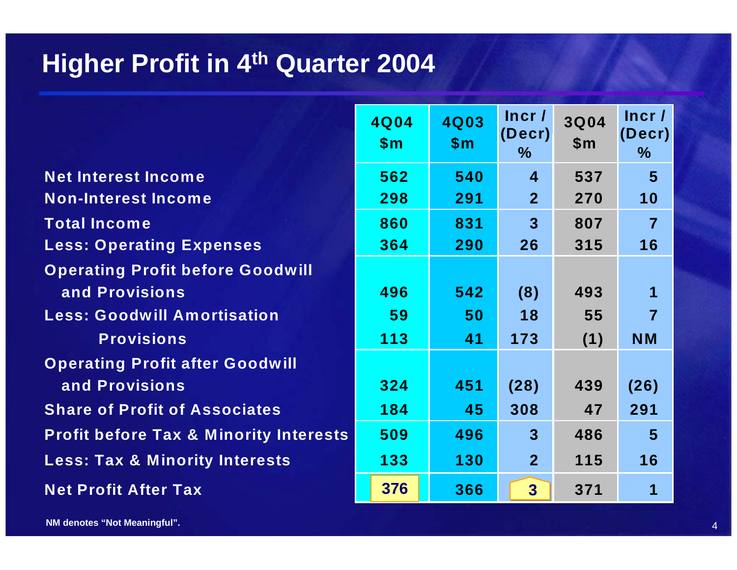# Higher Profit in 4th Quarter 2004

| | 4Q04 $m | 4Q03 $m | Incr / (Decr) % | 3Q04 $m | Incr / (Decr) % |
|---|---|---|---|---|---|
| Net Interest Income | 562 | 540 | 4 | 537 | 5 |
| Non-Interest Income | 298 | 291 | 2 | 270 | 10 |
| Total Income | 860 | 831 | 3 | 807 | 7 |
| Less: Operating Expenses | 364 | 290 | 26 | 315 | 16 |
| Operating Profit before Goodwill and Provisions | 496 | 542 | (8) | 493 | 1 |
| Less: Goodwill Amortisation | 59 | 50 | 18 | 55 | 7 |
| Provisions | 113 | 41 | 173 | (1) | NM |
| Operating Profit after Goodwill and Provisions | 324 | 451 | (28) | 439 | (26) |
| Share of Profit of Associates | 184 | 45 | 308 | 47 | 291 |
| Profit before Tax & Minority Interests | 509 | 496 | 3 | 486 | 5 |
| Less: Tax & Minority Interests | 133 | 130 | 2 | 115 | 16 |
| Net Profit After Tax | 376 | 366 | 3 | 371 | 1 |

NM denotes "Not Meaningful".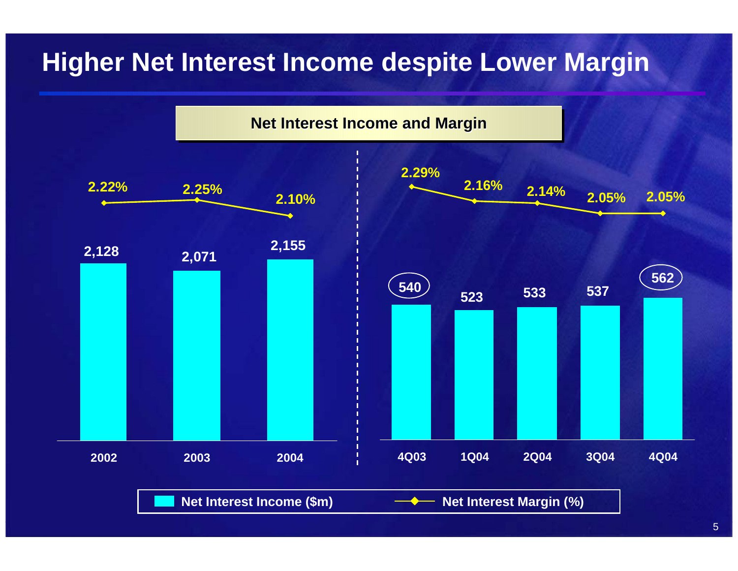# Higher Net Interest Income despite Lower Margin

## Net Interest Income and Margin

| | 2002 | 2003 | 2004 |
|---|---|---|---|
| Net Interest Income ($m) | 2,128 | 2,071 | 2,155 |
| Net Interest Margin (%) | 2.22% | 2.25% | 2.10% |

| | 4Q03 | 1Q04 | 2Q04 | 3Q04 | 4Q04 |
|---|---|---|---|---|---|
| Net Interest Income ($m) | 540 | 523 | 533 | 537 | 562 |
| Net Interest Margin (%) | 2.29% | 2.16% | 2.14% | 2.05% | 2.05% |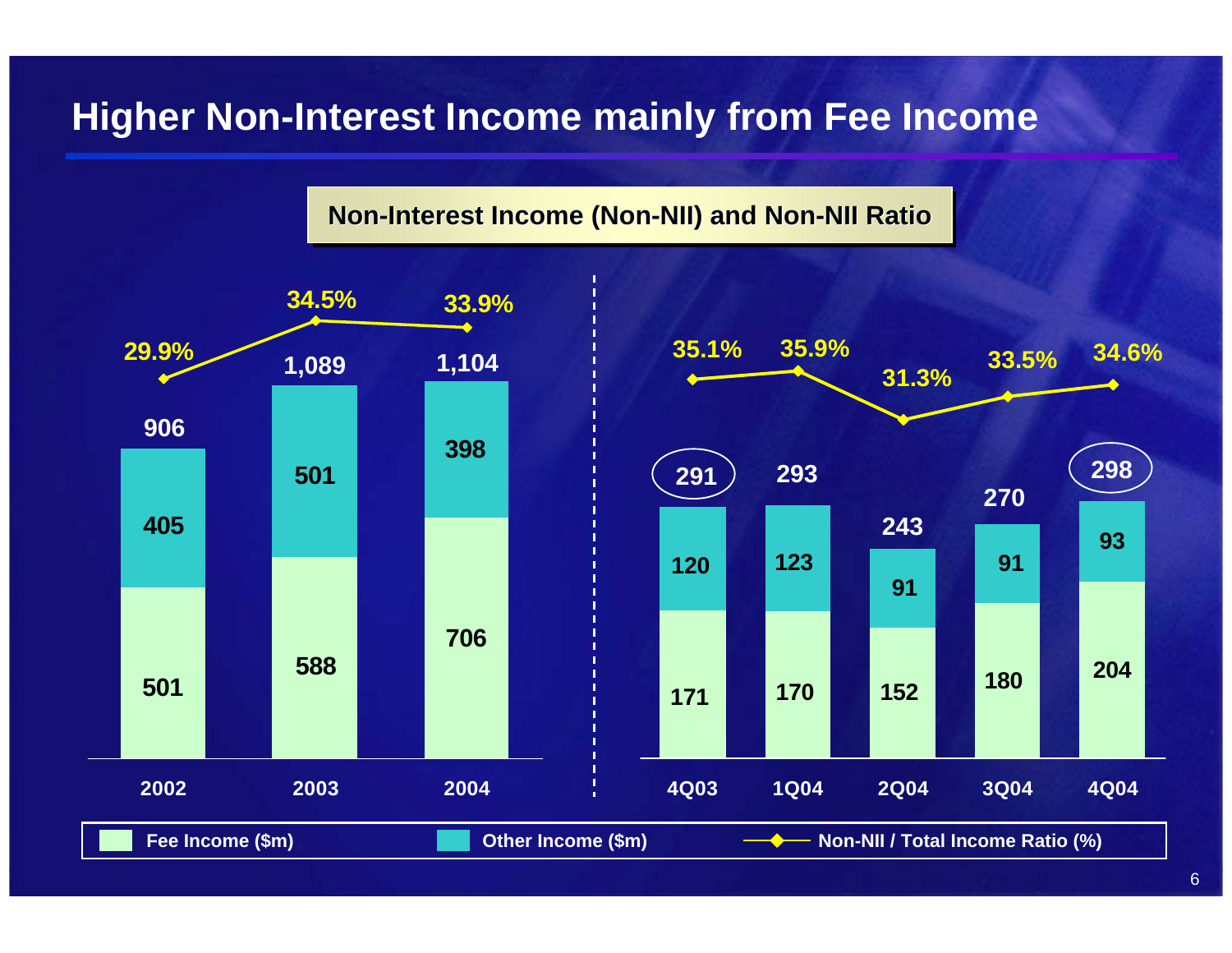# Higher Non-Interest Income mainly from Fee Income

## Non-Interest Income (Non-NII) and Non-NII Ratio

| | 2002 | 2003 | 2004 | 4Q03 | 1Q04 | 2Q04 | 3Q04 | 4Q04 |
|---|---|---|---|---|---|---|---|---|
| Fee Income ($m) | 501 | 588 | 706 | 171 | 170 | 152 | 180 | 204 |
| Other Income ($m) | 405 | 501 | 398 | 120 | 123 | 91 | 91 | 93 |
| Total | 906 | 1,089 | 1,104 | 291 | 293 | 243 | 270 | 298 |
| Non-NII / Total Income Ratio (%) | 29.9% | 34.5% | 33.9% | 35.1% | 35.9% | 31.3% | 33.5% | 34.6% |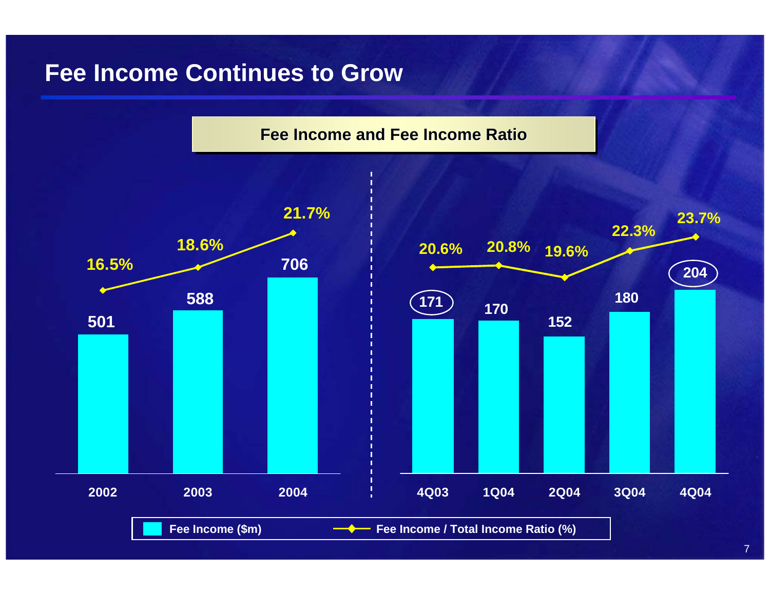# Fee Income Continues to Grow

**Fee Income and Fee Income Ratio**

| Period | Fee Income ($m) | Fee Income / Total Income Ratio (%) |
|---|---|---|
| 2002 | 501 | 16.5% |
| 2003 | 588 | 18.6% |
| 2004 | 706 | 21.7% |

| Period | Fee Income ($m) | Fee Income / Total Income Ratio (%) |
|---|---|---|
| 4Q03 | 171 | 20.6% |
| 1Q04 | 170 | 20.8% |
| 2Q04 | 152 | 19.6% |
| 3Q04 | 180 | 22.3% |
| 4Q04 | 204 | 23.7% |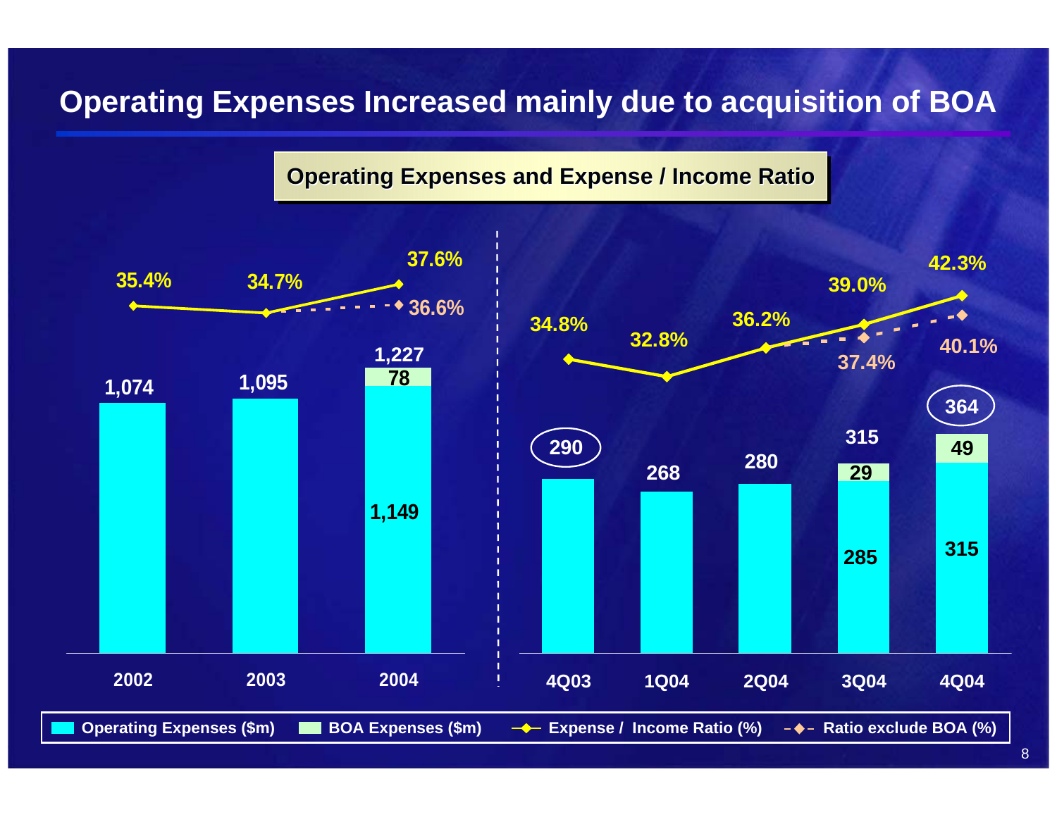# Operating Expenses Increased mainly due to acquisition of BOA

## Operating Expenses and Expense / Income Ratio

| Period | Operating Expenses ($m) | BOA Expenses ($m) | Total ($m) | Expense / Income Ratio (%) | Ratio exclude BOA (%) |
|---|---|---|---|---|---|
| 2002 | 1,074 | | 1,074 | 35.4% | |
| 2003 | 1,095 | | 1,095 | 34.7% | |
| 2004 | 1,149 | 78 | 1,227 | 37.6% | 36.6% |
| 4Q03 | 290 | | 290 | 34.8% | |
| 1Q04 | 268 | | 268 | 32.8% | |
| 2Q04 | 280 | | 280 | 36.2% | |
| 3Q04 | 285 | 29 | 315 | 39.0% | 37.4% |
| 4Q04 | 315 | 49 | 364 | 42.3% | 40.1% |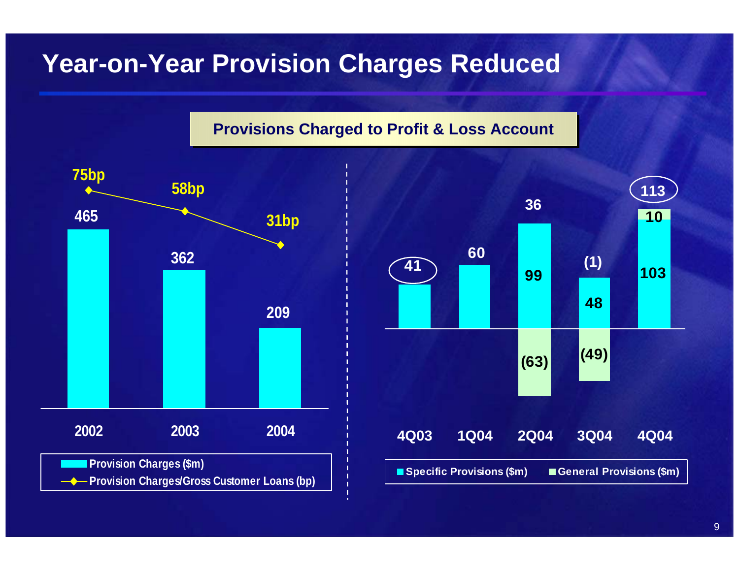# Year-on-Year Provision Charges Reduced

## Provisions Charged to Profit & Loss Account

| | 2002 | 2003 | 2004 |
|---|---|---|---|
| Provision Charges ($m) | 465 | 362 | 209 |
| Provision Charges/Gross Customer Loans (bp) | 75bp | 58bp | 31bp |

| | 4Q03 | 1Q04 | 2Q04 | 3Q04 | 4Q04 |
|---|---|---|---|---|---|
| Specific Provisions ($m) | | | 99 | 48 | 103 |
| General Provisions ($m) | | | (63) | (49) | 10 |
| Total | 41 | 60 | 36 | (1) | 113 |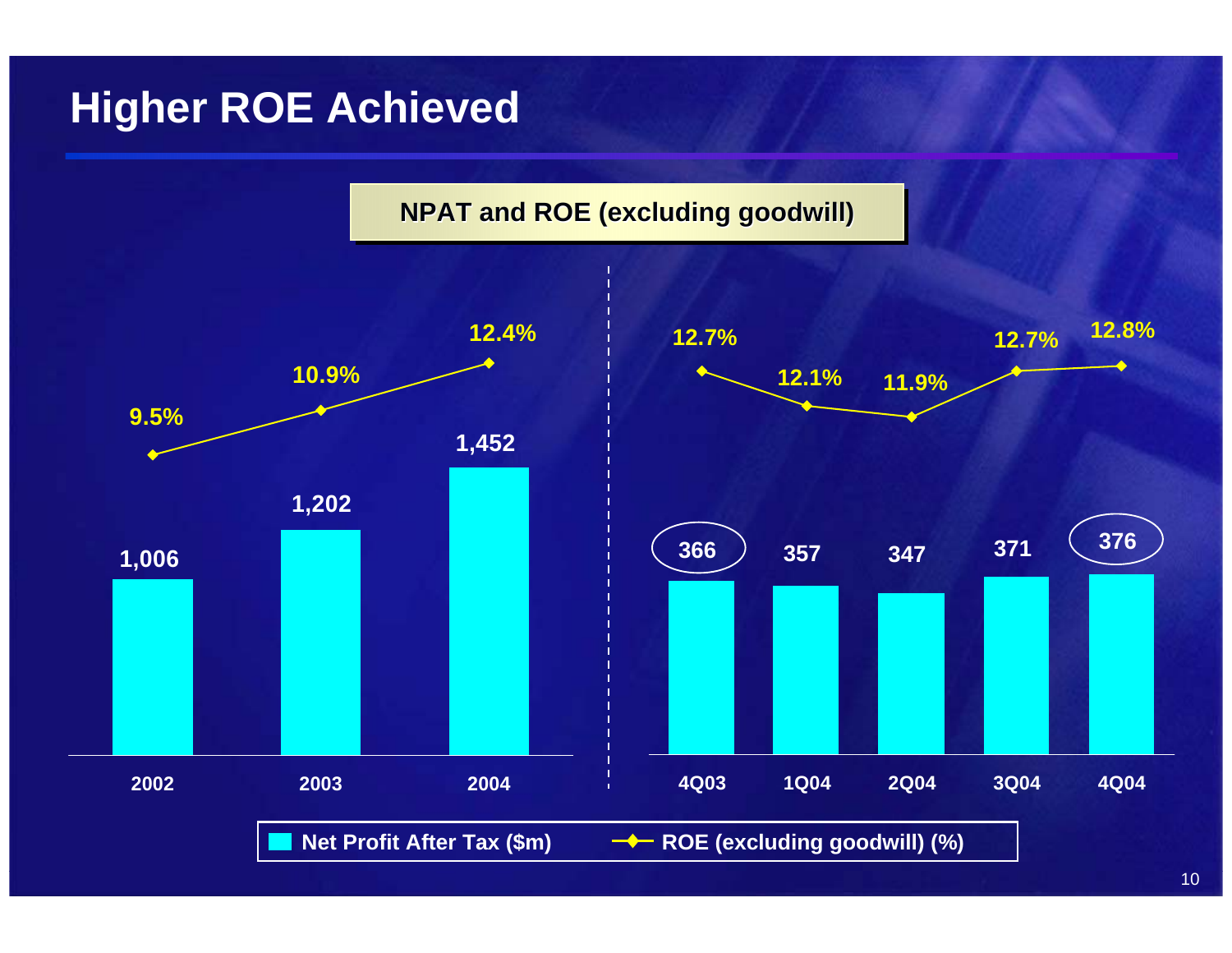# Higher ROE Achieved

**NPAT and ROE (excluding goodwill)**

| Period | Net Profit After Tax ($m) | ROE (excluding goodwill) (%) |
|---|---|---|
| 2002 | 1,006 | 9.5% |
| 2003 | 1,202 | 10.9% |
| 2004 | 1,452 | 12.4% |
| 4Q03 | 366 | 12.7% |
| 1Q04 | 357 | 12.1% |
| 2Q04 | 347 | 11.9% |
| 3Q04 | 371 | 12.7% |
| 4Q04 | 376 | 12.8% |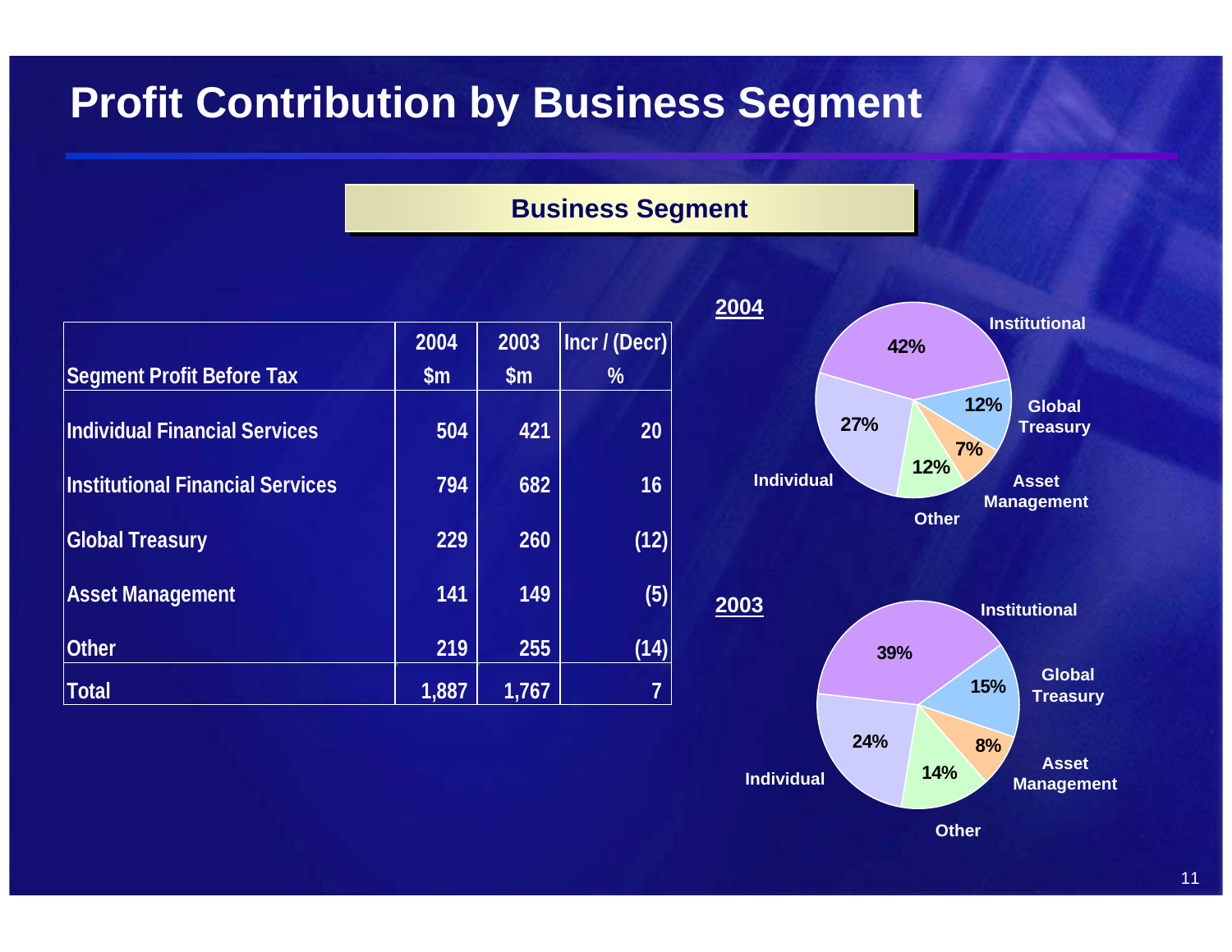# Profit Contribution by Business Segment

## Business Segment

| Segment Profit Before Tax | 2004 $m | 2003 $m | Incr / (Decr) % |
|---|---|---|---|
| Individual Financial Services | 504 | 421 | 20 |
| Institutional Financial Services | 794 | 682 | 16 |
| Global Treasury | 229 | 260 | (12) |
| Asset Management | 141 | 149 | (5) |
| Other | 219 | 255 | (14) |
| Total | 1,887 | 1,767 | 7 |

**2004**

| Segment | % |
|---|---|
| Institutional | 42% |
| Global Treasury | 12% |
| Asset Management | 7% |
| Other | 12% |
| Individual | 27% |

**2003**

| Segment | % |
|---|---|
| Institutional | 39% |
| Global Treasury | 15% |
| Asset Management | 8% |
| Other | 14% |
| Individual | 24% |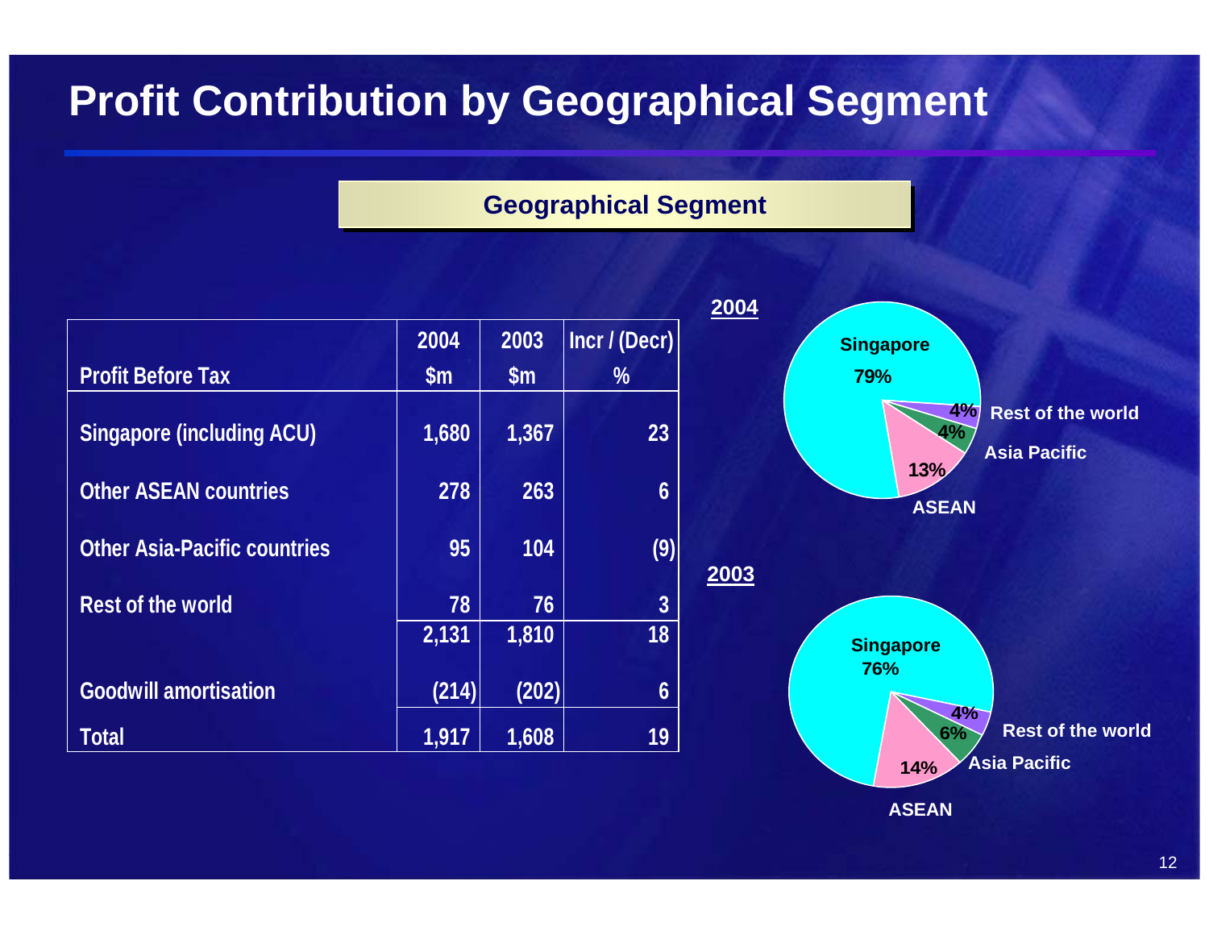# Profit Contribution by Geographical Segment

## Geographical Segment

| Profit Before Tax | 2004 $m | 2003 $m | Incr / (Decr) % |
|---|---|---|---|
| Singapore (including ACU) | 1,680 | 1,367 | 23 |
| Other ASEAN countries | 278 | 263 | 6 |
| Other Asia-Pacific countries | 95 | 104 | (9) |
| Rest of the world | 78 | 76 | 3 |
| | 2,131 | 1,810 | 18 |
| Goodwill amortisation | (214) | (202) | 6 |
| Total | 1,917 | 1,608 | 19 |

**2004**

- Singapore 79%
- ASEAN 13%
- Asia Pacific 4%
- Rest of the world 4%

**2003**

- Singapore 76%
- ASEAN 14%
- Asia Pacific 6%
- Rest of the world 4%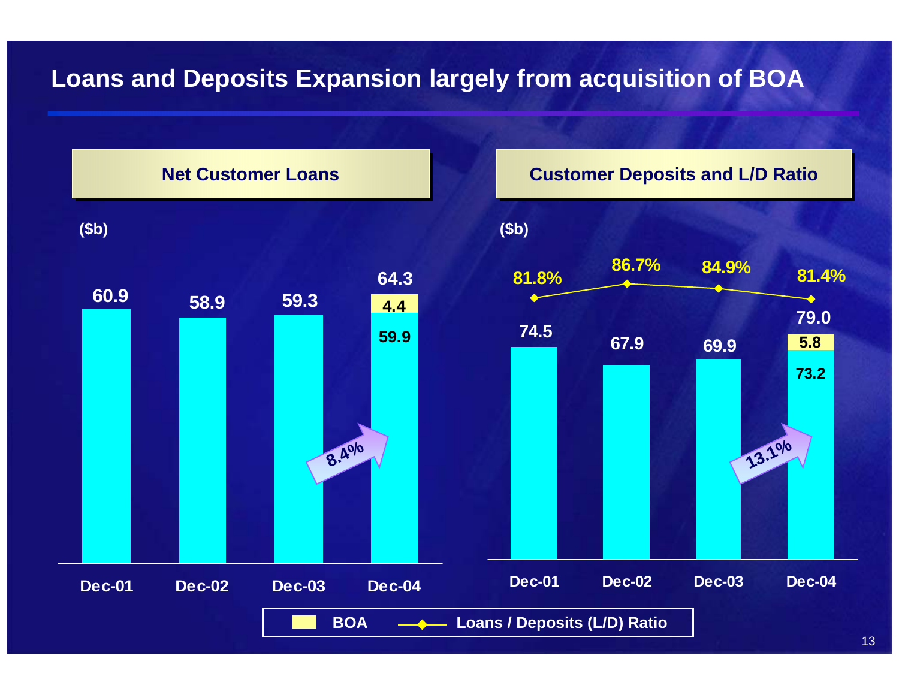# Loans and Deposits Expansion largely from acquisition of BOA

## Net Customer Loans

($b)

| | Dec-01 | Dec-02 | Dec-03 | Dec-04 |
|---|---|---|---|---|
| Net Customer Loans | 60.9 | 58.9 | 59.3 | 59.9 |
| BOA | | | | 4.4 |
| Total | 60.9 | 58.9 | 59.3 | 64.3 |

8.4%

## Customer Deposits and L/D Ratio

($b)

| | Dec-01 | Dec-02 | Dec-03 | Dec-04 |
|---|---|---|---|---|
| Customer Deposits | 74.5 | 67.9 | 69.9 | 73.2 |
| BOA | | | | 5.8 |
| Total | 74.5 | 67.9 | 69.9 | 79.0 |
| Loans / Deposits (L/D) Ratio | 81.8% | 86.7% | 84.9% | 81.4% |

13.1%

BOA — Loans / Deposits (L/D) Ratio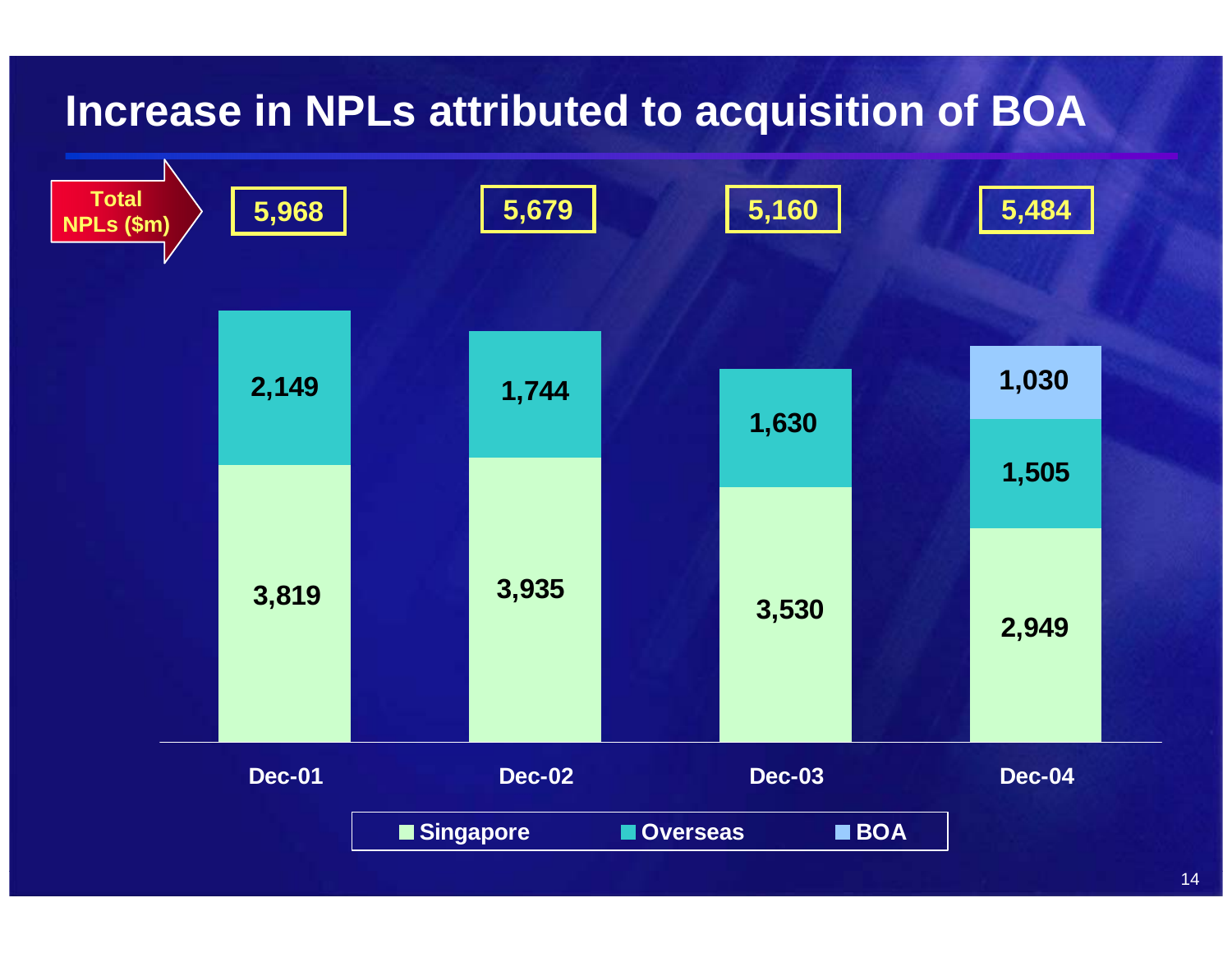# Increase in NPLs attributed to acquisition of BOA

| Total NPLs ($m) | Dec-01 | Dec-02 | Dec-03 | Dec-04 |
|---|---|---|---|---|
| Total | 5,968 | 5,679 | 5,160 | 5,484 |
| BOA | | | | 1,030 |
| Overseas | 2,149 | 1,744 | 1,630 | 1,505 |
| Singapore | 3,819 | 3,935 | 3,530 | 2,949 |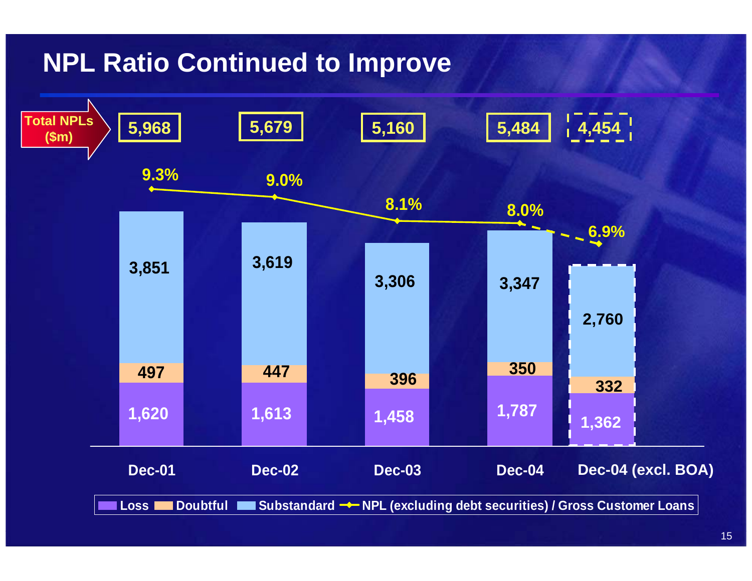# NPL Ratio Continued to Improve

| | Dec-01 | Dec-02 | Dec-03 | Dec-04 | Dec-04 (excl. BOA) |
|---|---|---|---|---|---|
| Total NPLs ($m) | 5,968 | 5,679 | 5,160 | 5,484 | 4,454 |
| Substandard | 3,851 | 3,619 | 3,306 | 3,347 | 2,760 |
| Doubtful | 497 | 447 | 396 | 350 | 332 |
| Loss | 1,620 | 1,613 | 1,458 | 1,787 | 1,362 |
| NPL (excluding debt securities) / Gross Customer Loans | 9.3% | 9.0% | 8.1% | 8.0% | 6.9% |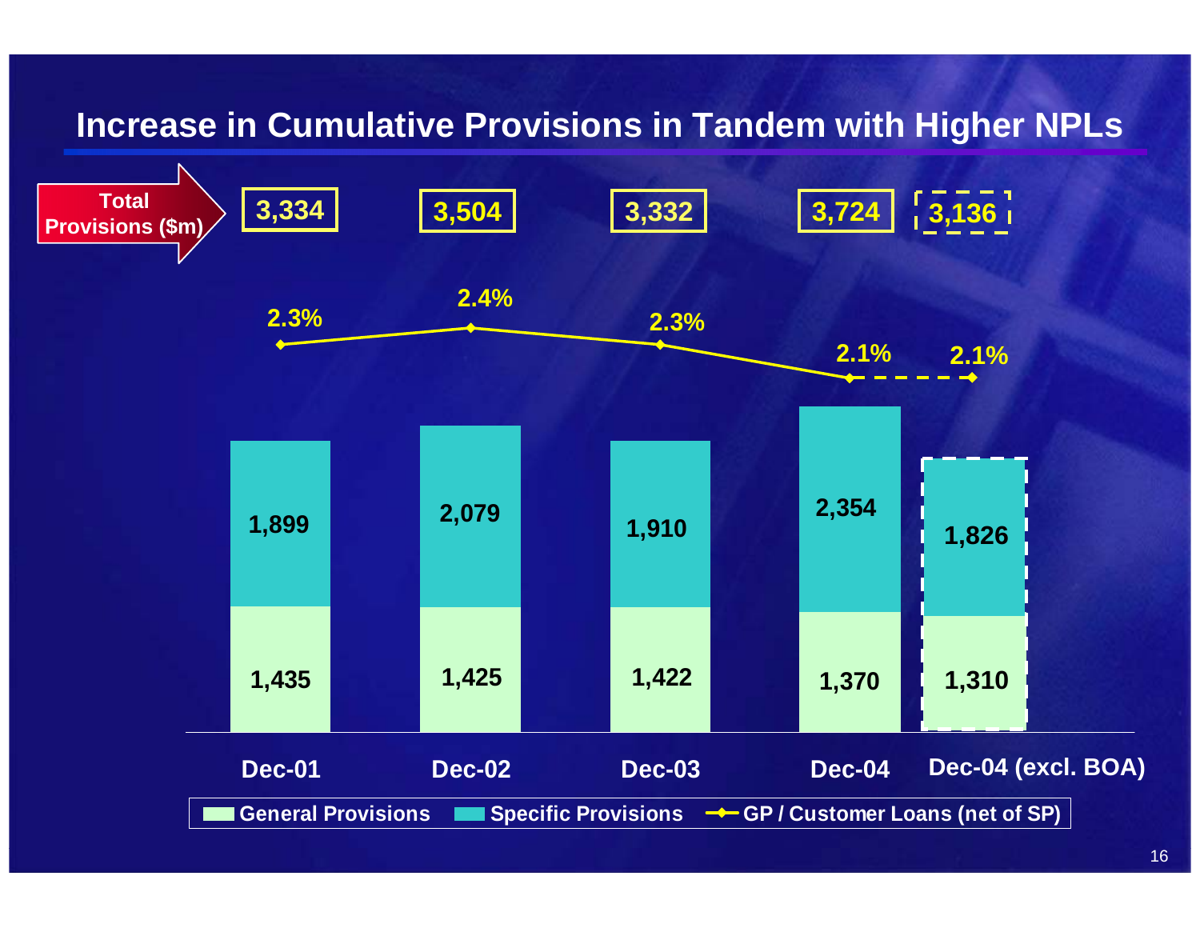# Increase in Cumulative Provisions in Tandem with Higher NPLs

| | Dec-01 | Dec-02 | Dec-03 | Dec-04 | Dec-04 (excl. BOA) |
|---|---|---|---|---|---|
| Total Provisions ($m) | 3,334 | 3,504 | 3,332 | 3,724 | 3,136 |
| Specific Provisions | 1,899 | 2,079 | 1,910 | 2,354 | 1,826 |
| General Provisions | 1,435 | 1,425 | 1,422 | 1,370 | 1,310 |
| GP / Customer Loans (net of SP) | 2.3% | 2.4% | 2.3% | 2.1% | 2.1% |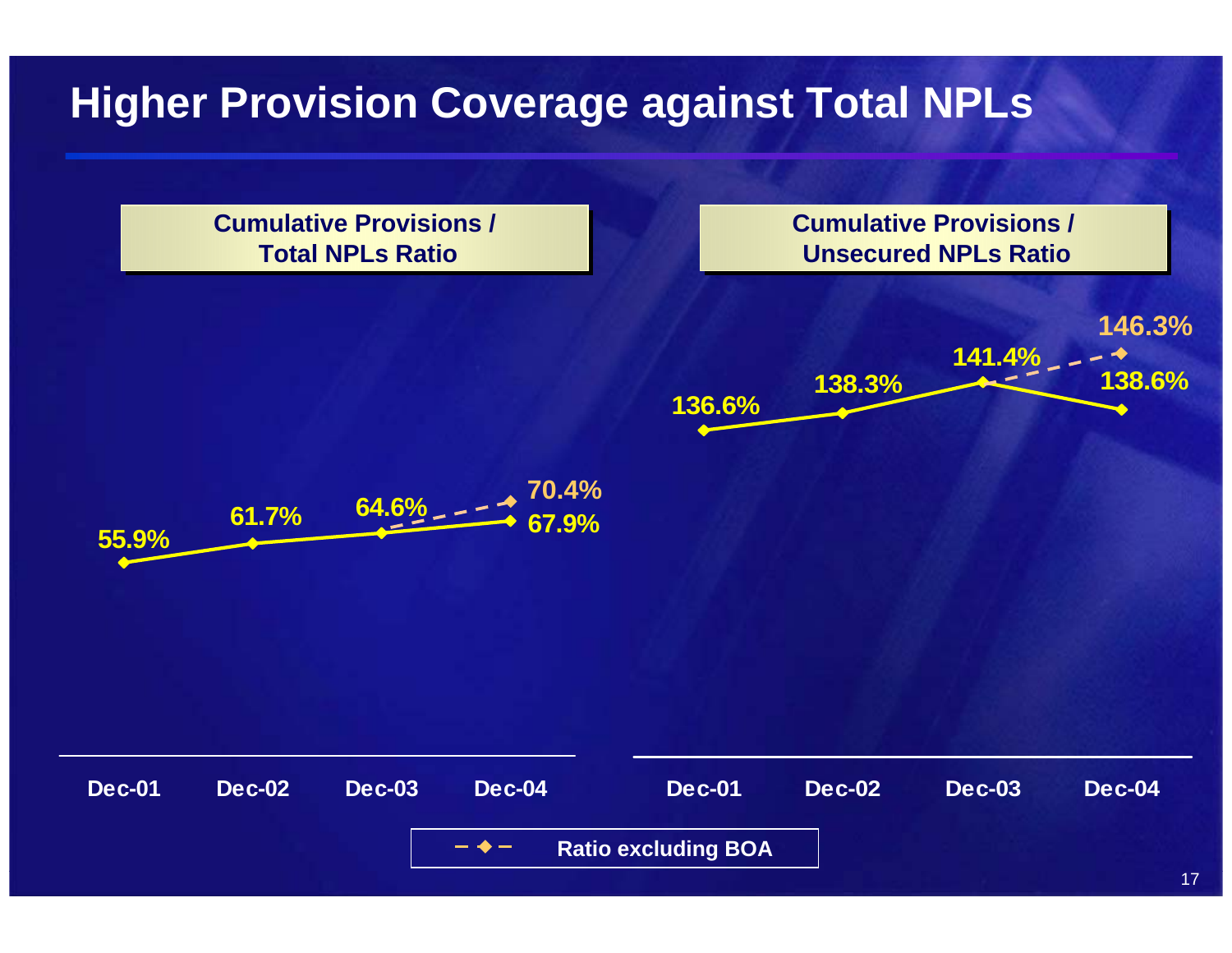# Higher Provision Coverage against Total NPLs

## Cumulative Provisions / Total NPLs Ratio

| | Dec-01 | Dec-02 | Dec-03 | Dec-04 |
|---|---|---|---|---|
| Ratio | 55.9% | 61.7% | 64.6% | 67.9% |
| Ratio excluding BOA | | | 64.6% | 70.4% |

## Cumulative Provisions / Unsecured NPLs Ratio

| | Dec-01 | Dec-02 | Dec-03 | Dec-04 |
|---|---|---|---|---|
| Ratio | 136.6% | 138.3% | 141.4% | 138.6% |
| Ratio excluding BOA | | | 141.4% | 146.3% |

Ratio excluding BOA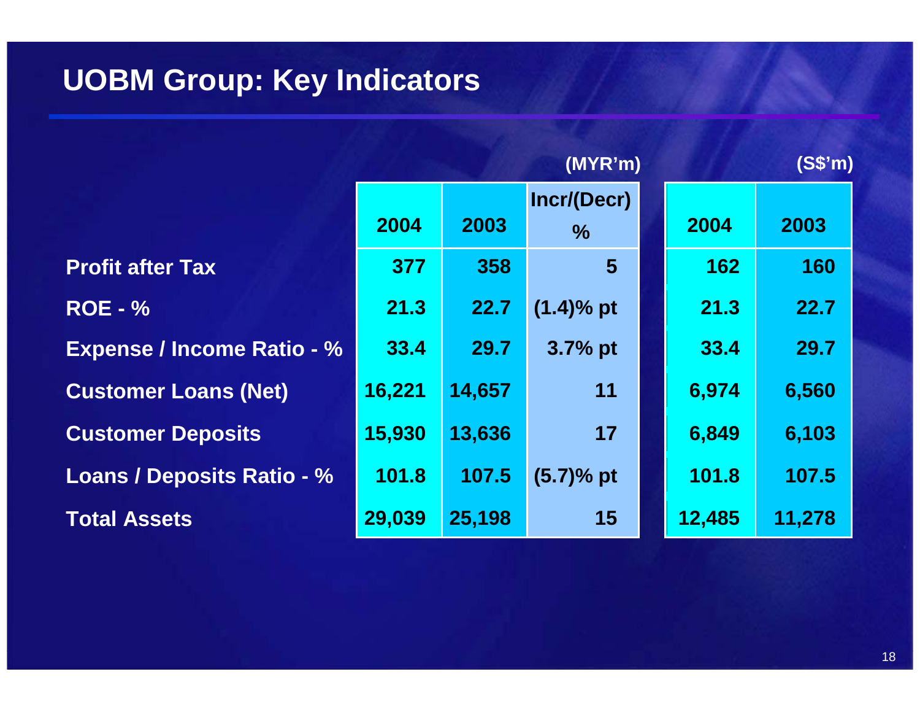# UOBM Group: Key Indicators

| | (MYR'm) | | | (S$'m) | |
|---|---|---|---|---|---|
| | 2004 | 2003 | Incr/(Decr) % | 2004 | 2003 |
| **Profit after Tax** | 377 | 358 | 5 | 162 | 160 |
| **ROE - %** | 21.3 | 22.7 | (1.4)% pt | 21.3 | 22.7 |
| **Expense / Income Ratio - %** | 33.4 | 29.7 | 3.7% pt | 33.4 | 29.7 |
| **Customer Loans (Net)** | 16,221 | 14,657 | 11 | 6,974 | 6,560 |
| **Customer Deposits** | 15,930 | 13,636 | 17 | 6,849 | 6,103 |
| **Loans / Deposits Ratio - %** | 101.8 | 107.5 | (5.7)% pt | 101.8 | 107.5 |
| **Total Assets** | 29,039 | 25,198 | 15 | 12,485 | 11,278 |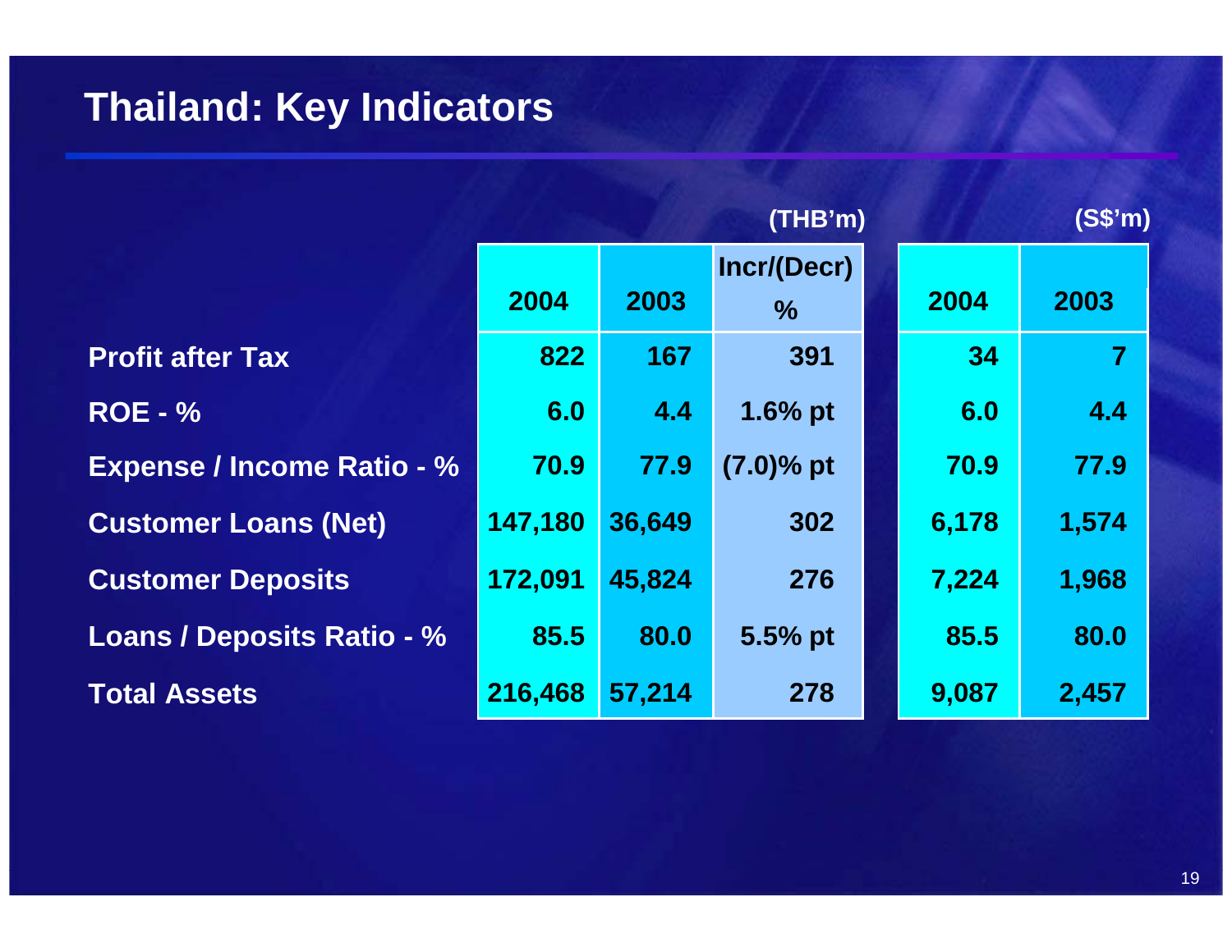# Thailand: Key Indicators

| | (THB'm) | | | (S$'m) | |
|---|---|---|---|---|---|
| | 2004 | 2003 | Incr/(Decr) % | 2004 | 2003 |
| Profit after Tax | 822 | 167 | 391 | 34 | 7 |
| ROE - % | 6.0 | 4.4 | 1.6% pt | 6.0 | 4.4 |
| Expense / Income Ratio - % | 70.9 | 77.9 | (7.0)% pt | 70.9 | 77.9 |
| Customer Loans (Net) | 147,180 | 36,649 | 302 | 6,178 | 1,574 |
| Customer Deposits | 172,091 | 45,824 | 276 | 7,224 | 1,968 |
| Loans / Deposits Ratio - % | 85.5 | 80.0 | 5.5% pt | 85.5 | 80.0 |
| Total Assets | 216,468 | 57,214 | 278 | 9,087 | 2,457 |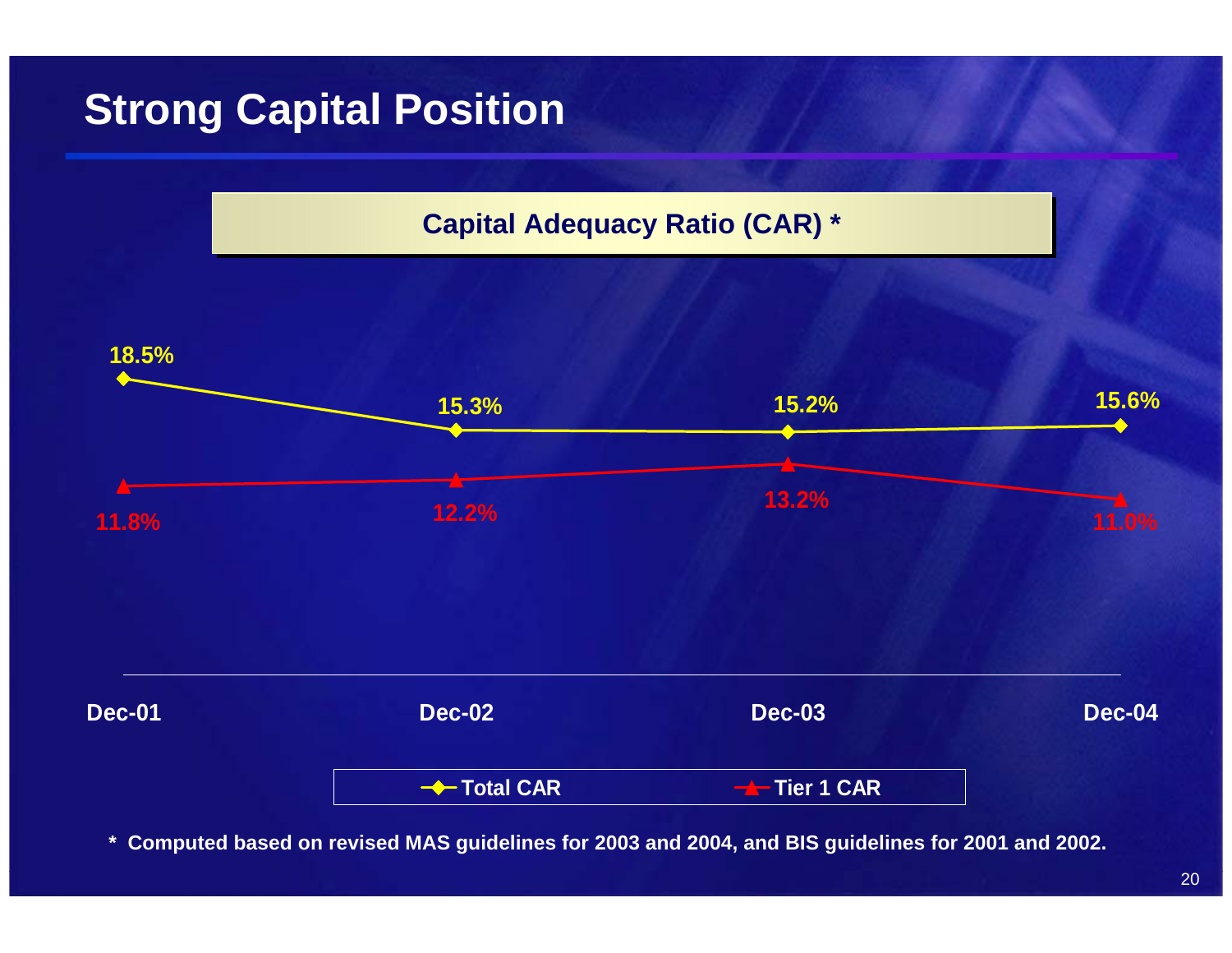# Strong Capital Position

## Capital Adequacy Ratio (CAR) *

| | Dec-01 | Dec-02 | Dec-03 | Dec-04 |
|---|---|---|---|---|
| Total CAR | 18.5% | 15.3% | 15.2% | 15.6% |
| Tier 1 CAR | 11.8% | 12.2% | 13.2% | 11.0% |

**\* Computed based on revised MAS guidelines for 2003 and 2004, and BIS guidelines for 2001 and 2002.**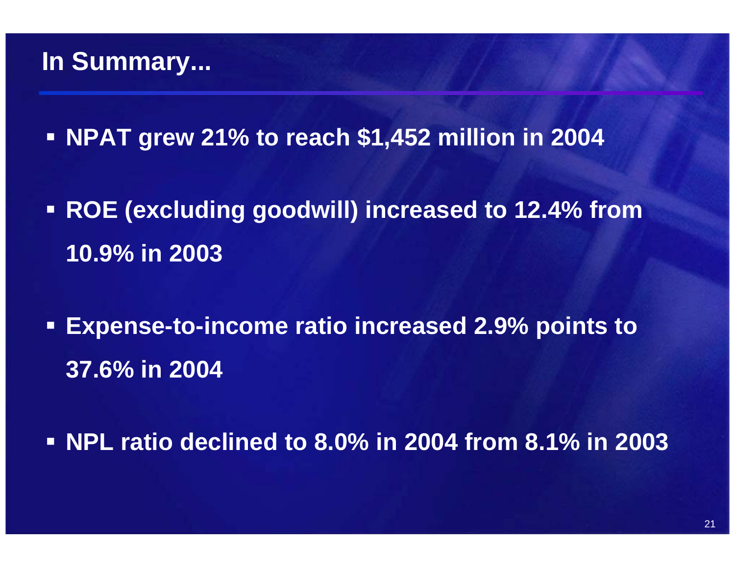# In Summary...

- NPAT grew 21% to reach $1,452 million in 2004
- ROE (excluding goodwill) increased to 12.4% from 10.9% in 2003
- Expense-to-income ratio increased 2.9% points to 37.6% in 2004
- NPL ratio declined to 8.0% in 2004 from 8.1% in 2003